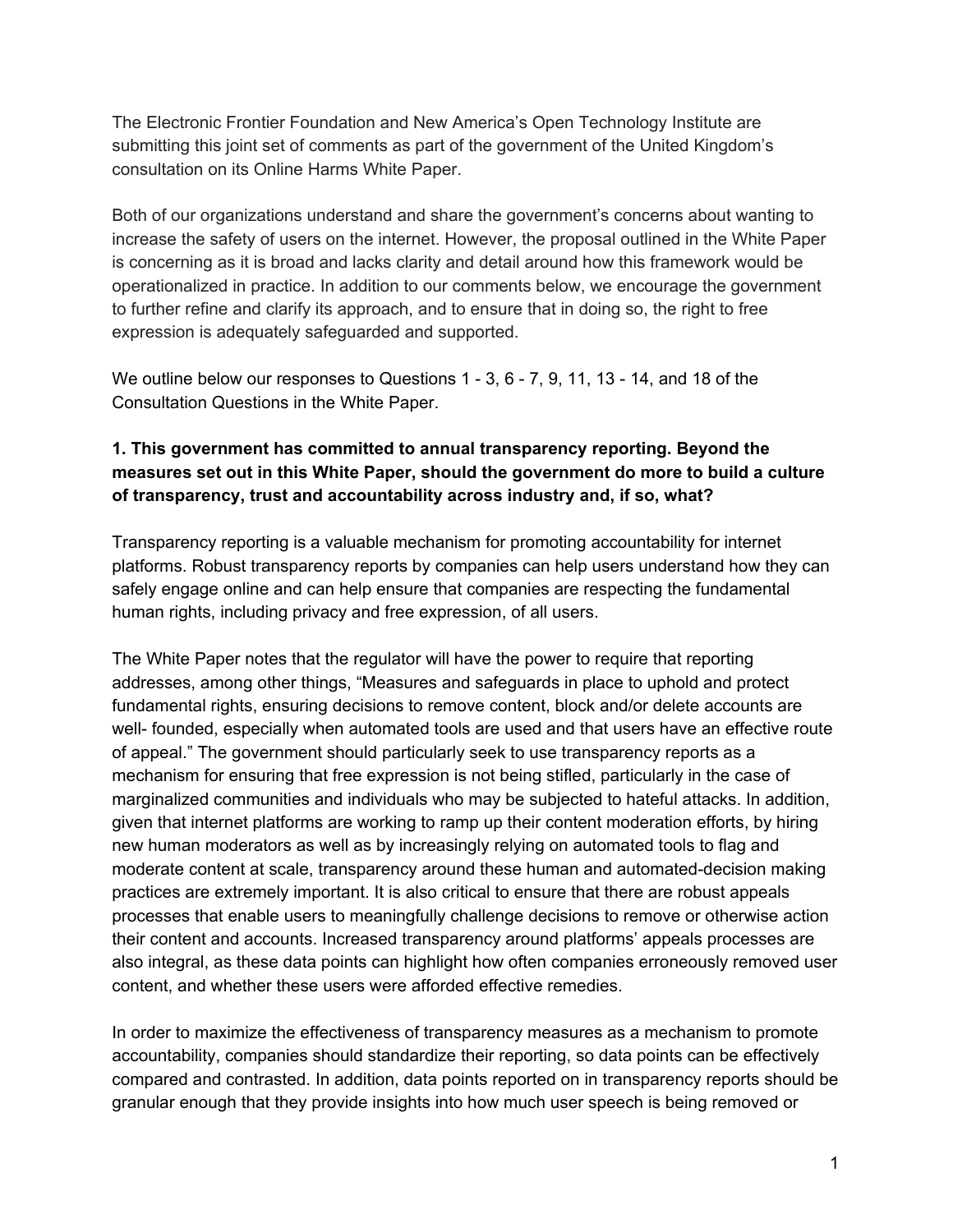The Electronic Frontier Foundation and New America's Open Technology Institute are submitting this joint set of comments as part of the government of the United Kingdom's consultation on its Online Harms White Paper.

Both of our organizations understand and share the government's concerns about wanting to increase the safety of users on the internet. However, the proposal outlined in the White Paper is concerning as it is broad and lacks clarity and detail around how this framework would be operationalized in practice. In addition to our comments below, we encourage the government to further refine and clarify its approach, and to ensure that in doing so, the right to free expression is adequately safeguarded and supported.

We outline below our responses to Questions 1 - 3, 6 - 7, 9, 11, 13 - 14, and 18 of the Consultation Questions in the White Paper.

**1. This government has committed to annual transparency reporting. Beyond the measures set out in this White Paper, should the government do more to build a culture of transparency, trust and accountability across industry and, if so, what?**

Transparency reporting is a valuable mechanism for promoting accountability for internet platforms. Robust transparency reports by companies can help users understand how they can safely engage online and can help ensure that companies are respecting the fundamental human rights, including privacy and free expression, of all users.

The White Paper notes that the regulator will have the power to require that reporting addresses, among other things, "Measures and safeguards in place to uphold and protect fundamental rights, ensuring decisions to remove content, block and/or delete accounts are well- founded, especially when automated tools are used and that users have an effective route of appeal." The government should particularly seek to use transparency reports as a mechanism for ensuring that free expression is not being stifled, particularly in the case of marginalized communities and individuals who may be subjected to hateful attacks. In addition, given that internet platforms are working to ramp up their content moderation efforts, by hiring new human moderators as well as by increasingly relying on automated tools to flag and moderate content at scale, transparency around these human and automated-decision making practices are extremely important. It is also critical to ensure that there are robust appeals processes that enable users to meaningfully challenge decisions to remove or otherwise action their content and accounts. Increased transparency around platforms' appeals processes are also integral, as these data points can highlight how often companies erroneously removed user content, and whether these users were afforded effective remedies.

In order to maximize the effectiveness of transparency measures as a mechanism to promote accountability, companies should standardize their reporting, so data points can be effectively compared and contrasted. In addition, data points reported on in transparency reports should be granular enough that they provide insights into how much user speech is being removed or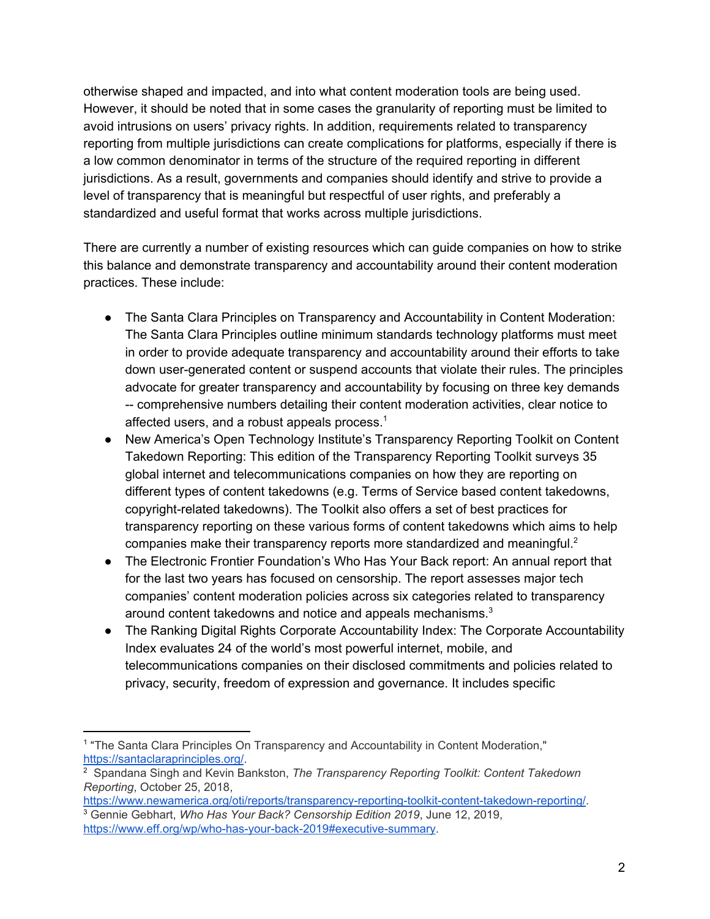otherwise shaped and impacted, and into what content moderation tools are being used. However, it should be noted that in some cases the granularity of reporting must be limited to avoid intrusions on users' privacy rights. In addition, requirements related to transparency reporting from multiple jurisdictions can create complications for platforms, especially if there is a low common denominator in terms of the structure of the required reporting in different jurisdictions. As a result, governments and companies should identify and strive to provide a level of transparency that is meaningful but respectful of user rights, and preferably a standardized and useful format that works across multiple jurisdictions.

There are currently a number of existing resources which can guide companies on how to strike this balance and demonstrate transparency and accountability around their content moderation practices. These include:

- The Santa Clara Principles on Transparency and Accountability in Content Moderation: The Santa Clara Principles outline minimum standards technology platforms must meet in order to provide adequate transparency and accountability around their efforts to take down user-generated content or suspend accounts that violate their rules. The principles advocate for greater transparency and accountability by focusing on three key demands -- comprehensive numbers detailing their content moderation activities, clear notice to affected users, and a robust appeals process.[1]
- New America's Open Technology Institute's Transparency Reporting Toolkit on Content Takedown Reporting: This edition of the Transparency Reporting Toolkit surveys 35 global internet and telecommunications companies on how they are reporting on different types of content takedowns (e.g. Terms of Service based content takedowns, copyright-related takedowns). The Toolkit also offers a set of best practices for transparency reporting on these various forms of content takedowns which aims to help companies make their transparency reports more standardized and meaningful.[2]
- The Electronic Frontier Foundation's Who Has Your Back report: An annual report that for the last two years has focused on censorship. The report assesses major tech companies' content moderation policies across six categories related to transparency around content takedowns and notice and appeals mechanisms.[3]
- The Ranking Digital Rights Corporate Accountability Index: The Corporate Accountability Index evaluates 24 of the world's most powerful internet, mobile, and telecommunications companies on their disclosed commitments and policies related to privacy, security, freedom of expression and governance. It includes specific

---

[1] "The Santa Clara Principles On Transparency and Accountability in Content Moderation," https://santaclaraprinciples.org/.

[2] Spandana Singh and Kevin Bankston, *The Transparency Reporting Toolkit: Content Takedown Reporting*, October 25, 2018, https://www.newamerica.org/oti/reports/transparency-reporting-toolkit-content-takedown-reporting/.

[3] Gennie Gebhart, *Who Has Your Back? Censorship Edition 2019*, June 12, 2019, https://www.eff.org/wp/who-has-your-back-2019#executive-summary.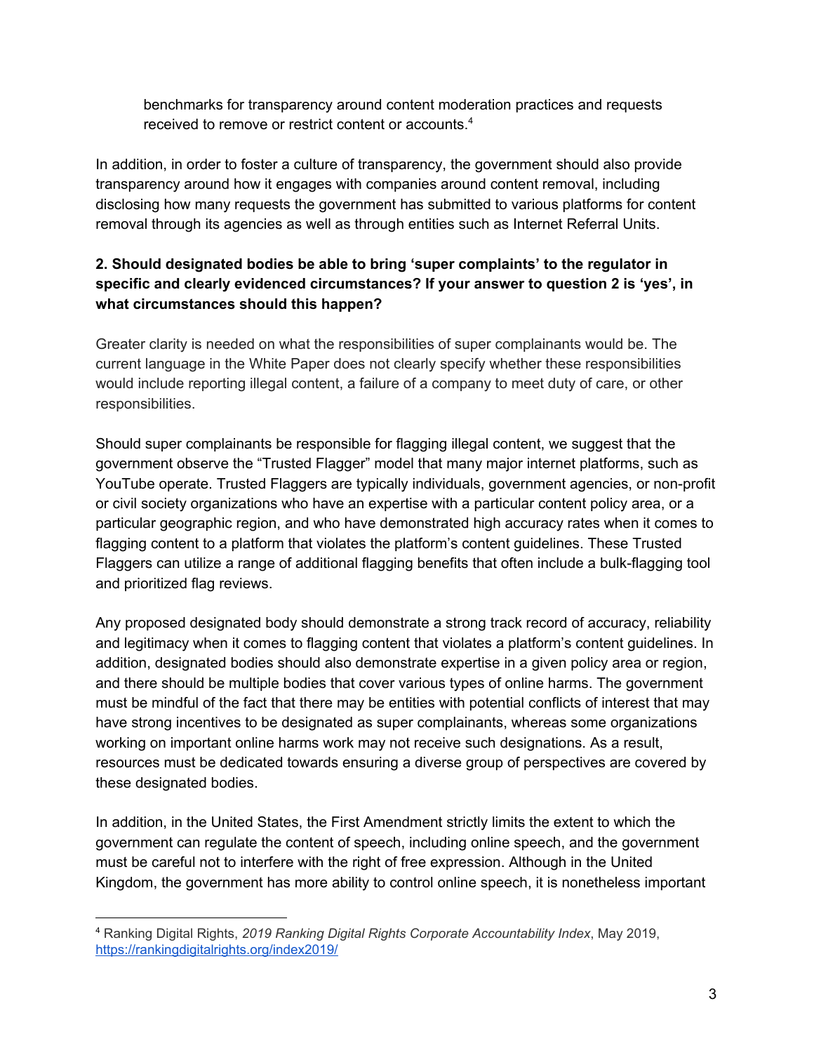benchmarks for transparency around content moderation practices and requests received to remove or restrict content or accounts.[4]

In addition, in order to foster a culture of transparency, the government should also provide transparency around how it engages with companies around content removal, including disclosing how many requests the government has submitted to various platforms for content removal through its agencies as well as through entities such as Internet Referral Units.

**2. Should designated bodies be able to bring 'super complaints' to the regulator in specific and clearly evidenced circumstances? If your answer to question 2 is 'yes', in what circumstances should this happen?**

Greater clarity is needed on what the responsibilities of super complainants would be. The current language in the White Paper does not clearly specify whether these responsibilities would include reporting illegal content, a failure of a company to meet duty of care, or other responsibilities.

Should super complainants be responsible for flagging illegal content, we suggest that the government observe the "Trusted Flagger" model that many major internet platforms, such as YouTube operate. Trusted Flaggers are typically individuals, government agencies, or non-profit or civil society organizations who have an expertise with a particular content policy area, or a particular geographic region, and who have demonstrated high accuracy rates when it comes to flagging content to a platform that violates the platform's content guidelines. These Trusted Flaggers can utilize a range of additional flagging benefits that often include a bulk-flagging tool and prioritized flag reviews.

Any proposed designated body should demonstrate a strong track record of accuracy, reliability and legitimacy when it comes to flagging content that violates a platform's content guidelines. In addition, designated bodies should also demonstrate expertise in a given policy area or region, and there should be multiple bodies that cover various types of online harms. The government must be mindful of the fact that there may be entities with potential conflicts of interest that may have strong incentives to be designated as super complainants, whereas some organizations working on important online harms work may not receive such designations. As a result, resources must be dedicated towards ensuring a diverse group of perspectives are covered by these designated bodies.

In addition, in the United States, the First Amendment strictly limits the extent to which the government can regulate the content of speech, including online speech, and the government must be careful not to interfere with the right of free expression. Although in the United Kingdom, the government has more ability to control online speech, it is nonetheless important

---

[4] Ranking Digital Rights, *2019 Ranking Digital Rights Corporate Accountability Index*, May 2019, https://rankingdigitalrights.org/index2019/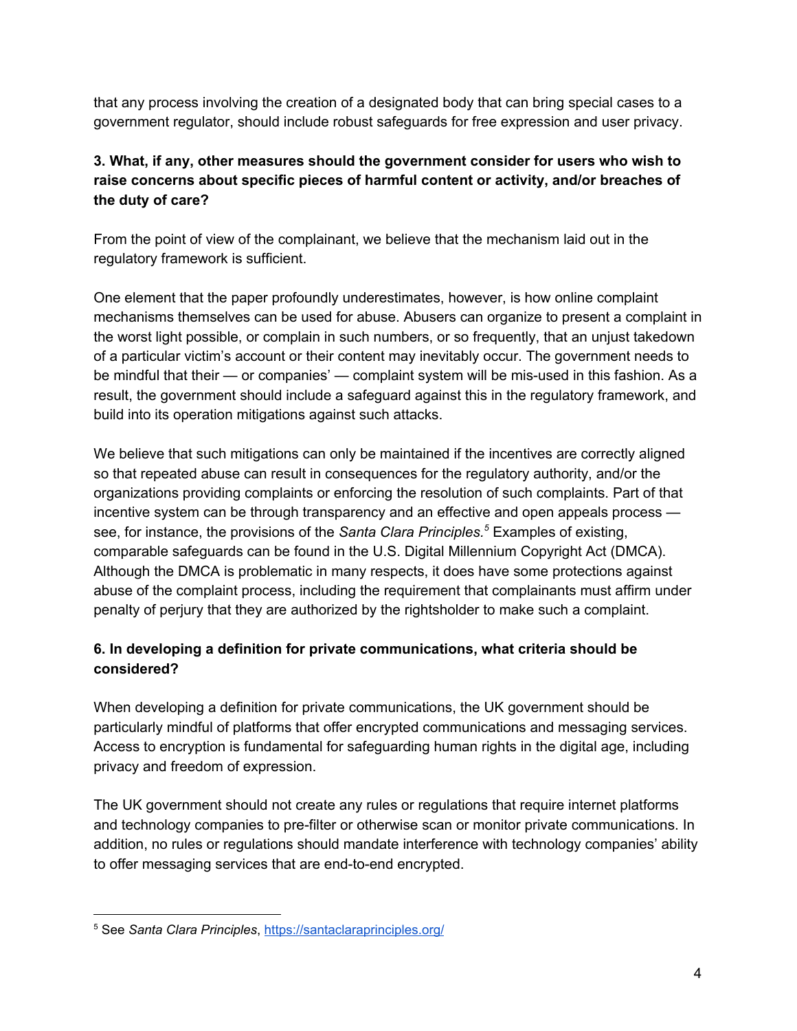that any process involving the creation of a designated body that can bring special cases to a government regulator, should include robust safeguards for free expression and user privacy.

### 3. What, if any, other measures should the government consider for users who wish to raise concerns about specific pieces of harmful content or activity, and/or breaches of the duty of care?

From the point of view of the complainant, we believe that the mechanism laid out in the regulatory framework is sufficient.

One element that the paper profoundly underestimates, however, is how online complaint mechanisms themselves can be used for abuse. Abusers can organize to present a complaint in the worst light possible, or complain in such numbers, or so frequently, that an unjust takedown of a particular victim's account or their content may inevitably occur. The government needs to be mindful that their — or companies' — complaint system will be mis-used in this fashion. As a result, the government should include a safeguard against this in the regulatory framework, and build into its operation mitigations against such attacks.

We believe that such mitigations can only be maintained if the incentives are correctly aligned so that repeated abuse can result in consequences for the regulatory authority, and/or the organizations providing complaints or enforcing the resolution of such complaints. Part of that incentive system can be through transparency and an effective and open appeals process — see, for instance, the provisions of the *Santa Clara Principles.*[5] Examples of existing, comparable safeguards can be found in the U.S. Digital Millennium Copyright Act (DMCA). Although the DMCA is problematic in many respects, it does have some protections against abuse of the complaint process, including the requirement that complainants must affirm under penalty of perjury that they are authorized by the rightsholder to make such a complaint.

### 6. In developing a definition for private communications, what criteria should be considered?

When developing a definition for private communications, the UK government should be particularly mindful of platforms that offer encrypted communications and messaging services. Access to encryption is fundamental for safeguarding human rights in the digital age, including privacy and freedom of expression.

The UK government should not create any rules or regulations that require internet platforms and technology companies to pre-filter or otherwise scan or monitor private communications. In addition, no rules or regulations should mandate interference with technology companies' ability to offer messaging services that are end-to-end encrypted.

---

[5] See *Santa Clara Principles*, https://santaclaraprinciples.org/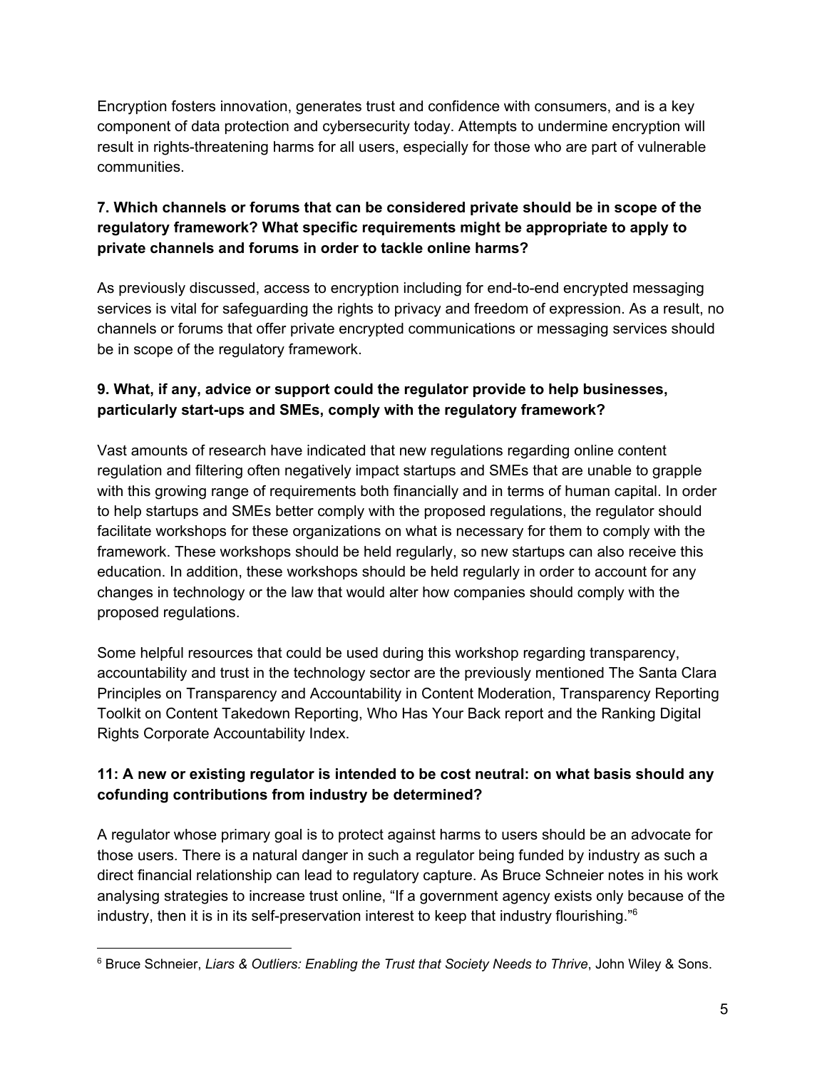Encryption fosters innovation, generates trust and confidence with consumers, and is a key component of data protection and cybersecurity today. Attempts to undermine encryption will result in rights-threatening harms for all users, especially for those who are part of vulnerable communities.

**7. Which channels or forums that can be considered private should be in scope of the regulatory framework? What specific requirements might be appropriate to apply to private channels and forums in order to tackle online harms?**

As previously discussed, access to encryption including for end-to-end encrypted messaging services is vital for safeguarding the rights to privacy and freedom of expression. As a result, no channels or forums that offer private encrypted communications or messaging services should be in scope of the regulatory framework.

**9. What, if any, advice or support could the regulator provide to help businesses, particularly start-ups and SMEs, comply with the regulatory framework?**

Vast amounts of research have indicated that new regulations regarding online content regulation and filtering often negatively impact startups and SMEs that are unable to grapple with this growing range of requirements both financially and in terms of human capital. In order to help startups and SMEs better comply with the proposed regulations, the regulator should facilitate workshops for these organizations on what is necessary for them to comply with the framework. These workshops should be held regularly, so new startups can also receive this education. In addition, these workshops should be held regularly in order to account for any changes in technology or the law that would alter how companies should comply with the proposed regulations.

Some helpful resources that could be used during this workshop regarding transparency, accountability and trust in the technology sector are the previously mentioned The Santa Clara Principles on Transparency and Accountability in Content Moderation, Transparency Reporting Toolkit on Content Takedown Reporting, Who Has Your Back report and the Ranking Digital Rights Corporate Accountability Index.

**11: A new or existing regulator is intended to be cost neutral: on what basis should any cofunding contributions from industry be determined?**

A regulator whose primary goal is to protect against harms to users should be an advocate for those users. There is a natural danger in such a regulator being funded by industry as such a direct financial relationship can lead to regulatory capture. As Bruce Schneier notes in his work analysing strategies to increase trust online, "If a government agency exists only because of the industry, then it is in its self-preservation interest to keep that industry flourishing."[6]

[6] Bruce Schneier, *Liars & Outliers: Enabling the Trust that Society Needs to Thrive*, John Wiley & Sons.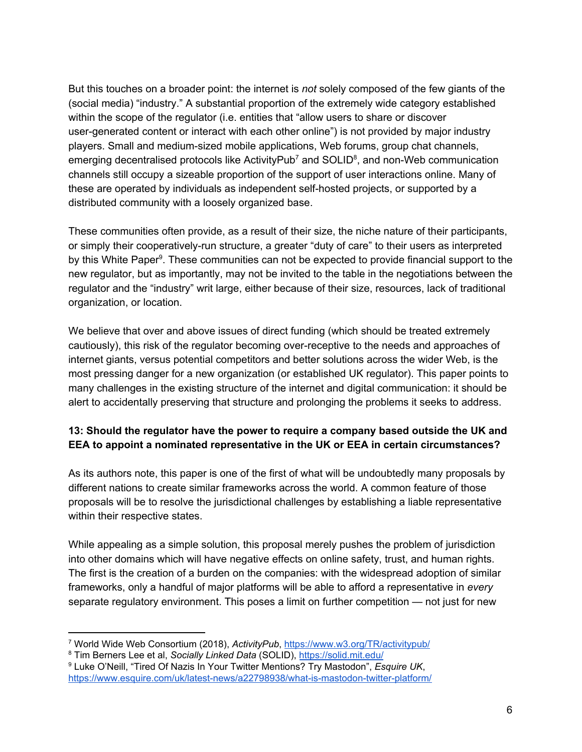But this touches on a broader point: the internet is *not* solely composed of the few giants of the (social media) "industry." A substantial proportion of the extremely wide category established within the scope of the regulator (i.e. entities that "allow users to share or discover user-generated content or interact with each other online") is not provided by major industry players. Small and medium-sized mobile applications, Web forums, group chat channels, emerging decentralised protocols like ActivityPub[7] and SOLID[8], and non-Web communication channels still occupy a sizeable proportion of the support of user interactions online. Many of these are operated by individuals as independent self-hosted projects, or supported by a distributed community with a loosely organized base.

These communities often provide, as a result of their size, the niche nature of their participants, or simply their cooperatively-run structure, a greater "duty of care" to their users as interpreted by this White Paper[9]. These communities can not be expected to provide financial support to the new regulator, but as importantly, may not be invited to the table in the negotiations between the regulator and the "industry" writ large, either because of their size, resources, lack of traditional organization, or location.

We believe that over and above issues of direct funding (which should be treated extremely cautiously), this risk of the regulator becoming over-receptive to the needs and approaches of internet giants, versus potential competitors and better solutions across the wider Web, is the most pressing danger for a new organization (or established UK regulator). This paper points to many challenges in the existing structure of the internet and digital communication: it should be alert to accidentally preserving that structure and prolonging the problems it seeks to address.

**13: Should the regulator have the power to require a company based outside the UK and EEA to appoint a nominated representative in the UK or EEA in certain circumstances?**

As its authors note, this paper is one of the first of what will be undoubtedly many proposals by different nations to create similar frameworks across the world. A common feature of those proposals will be to resolve the jurisdictional challenges by establishing a liable representative within their respective states.

While appealing as a simple solution, this proposal merely pushes the problem of jurisdiction into other domains which will have negative effects on online safety, trust, and human rights. The first is the creation of a burden on the companies: with the widespread adoption of similar frameworks, only a handful of major platforms will be able to afford a representative in *every* separate regulatory environment. This poses a limit on further competition — not just for new

---

[7] World Wide Web Consortium (2018), *ActivityPub*, https://www.w3.org/TR/activitypub/

[8] Tim Berners Lee et al, *Socially Linked Data* (SOLID), https://solid.mit.edu/

[9] Luke O'Neill, "Tired Of Nazis In Your Twitter Mentions? Try Mastodon", *Esquire UK*, https://www.esquire.com/uk/latest-news/a22798938/what-is-mastodon-twitter-platform/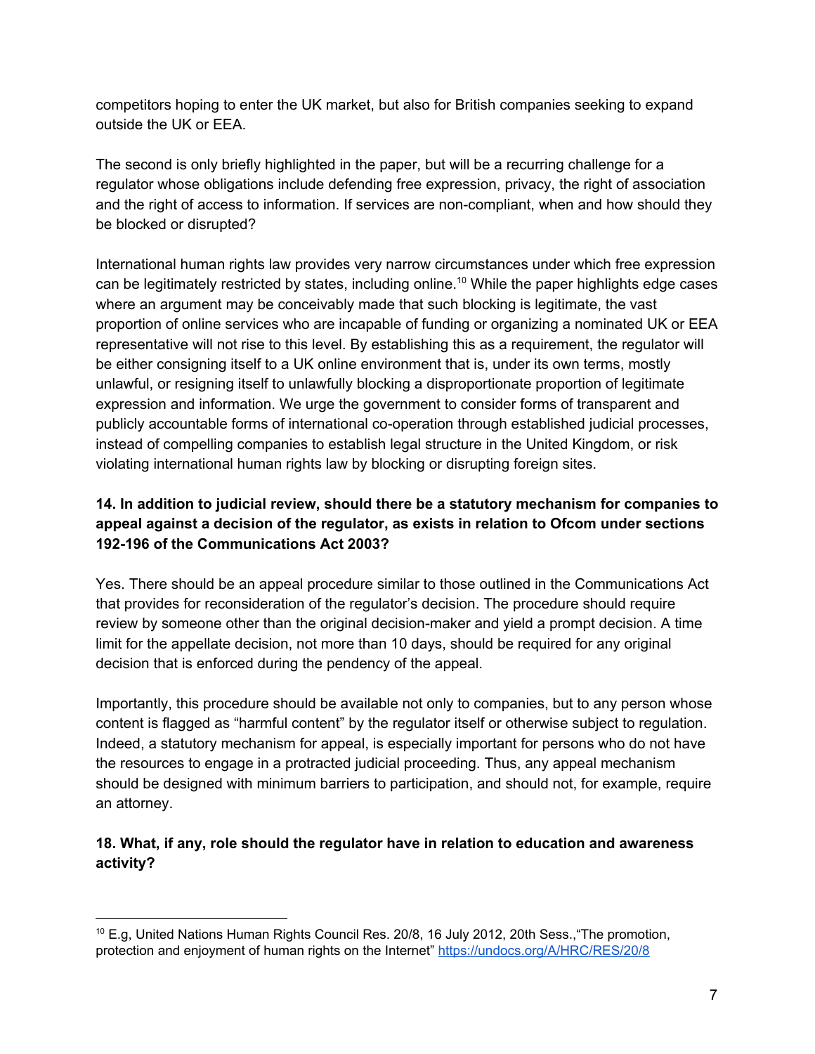competitors hoping to enter the UK market, but also for British companies seeking to expand outside the UK or EEA.

The second is only briefly highlighted in the paper, but will be a recurring challenge for a regulator whose obligations include defending free expression, privacy, the right of association and the right of access to information. If services are non-compliant, when and how should they be blocked or disrupted?

International human rights law provides very narrow circumstances under which free expression can be legitimately restricted by states, including online.[10] While the paper highlights edge cases where an argument may be conceivably made that such blocking is legitimate, the vast proportion of online services who are incapable of funding or organizing a nominated UK or EEA representative will not rise to this level. By establishing this as a requirement, the regulator will be either consigning itself to a UK online environment that is, under its own terms, mostly unlawful, or resigning itself to unlawfully blocking a disproportionate proportion of legitimate expression and information. We urge the government to consider forms of transparent and publicly accountable forms of international co-operation through established judicial processes, instead of compelling companies to establish legal structure in the United Kingdom, or risk violating international human rights law by blocking or disrupting foreign sites.

**14. In addition to judicial review, should there be a statutory mechanism for companies to appeal against a decision of the regulator, as exists in relation to Ofcom under sections 192-196 of the Communications Act 2003?**

Yes. There should be an appeal procedure similar to those outlined in the Communications Act that provides for reconsideration of the regulator's decision. The procedure should require review by someone other than the original decision-maker and yield a prompt decision. A time limit for the appellate decision, not more than 10 days, should be required for any original decision that is enforced during the pendency of the appeal.

Importantly, this procedure should be available not only to companies, but to any person whose content is flagged as "harmful content" by the regulator itself or otherwise subject to regulation. Indeed, a statutory mechanism for appeal, is especially important for persons who do not have the resources to engage in a protracted judicial proceeding. Thus, any appeal mechanism should be designed with minimum barriers to participation, and should not, for example, require an attorney.

**18. What, if any, role should the regulator have in relation to education and awareness activity?**

[10] E.g, United Nations Human Rights Council Res. 20/8, 16 July 2012, 20th Sess.,"The promotion, protection and enjoyment of human rights on the Internet" https://undocs.org/A/HRC/RES/20/8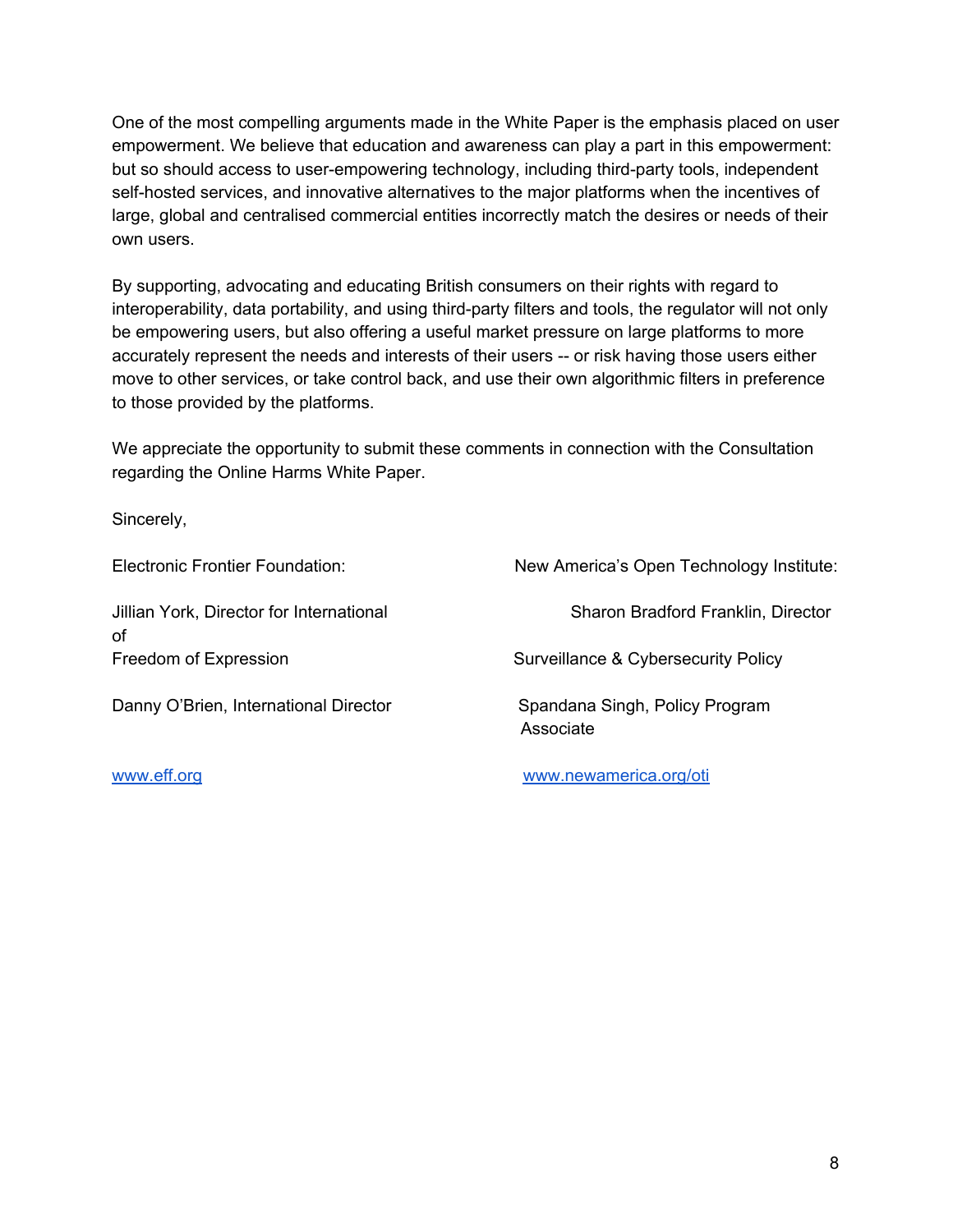One of the most compelling arguments made in the White Paper is the emphasis placed on user empowerment. We believe that education and awareness can play a part in this empowerment: but so should access to user-empowering technology, including third-party tools, independent self-hosted services, and innovative alternatives to the major platforms when the incentives of large, global and centralised commercial entities incorrectly match the desires or needs of their own users.

By supporting, advocating and educating British consumers on their rights with regard to interoperability, data portability, and using third-party filters and tools, the regulator will not only be empowering users, but also offering a useful market pressure on large platforms to more accurately represent the needs and interests of their users -- or risk having those users either move to other services, or take control back, and use their own algorithmic filters in preference to those provided by the platforms.

We appreciate the opportunity to submit these comments in connection with the Consultation regarding the Online Harms White Paper.

Sincerely,

Electronic Frontier Foundation:

Jillian York, Director for International of Freedom of Expression

Danny O'Brien, International Director

[www.eff.org](http://www.eff.org)

New America's Open Technology Institute:

Sharon Bradford Franklin, Director Surveillance & Cybersecurity Policy

Spandana Singh, Policy Program Associate

[www.newamerica.org/oti](http://www.newamerica.org/oti)